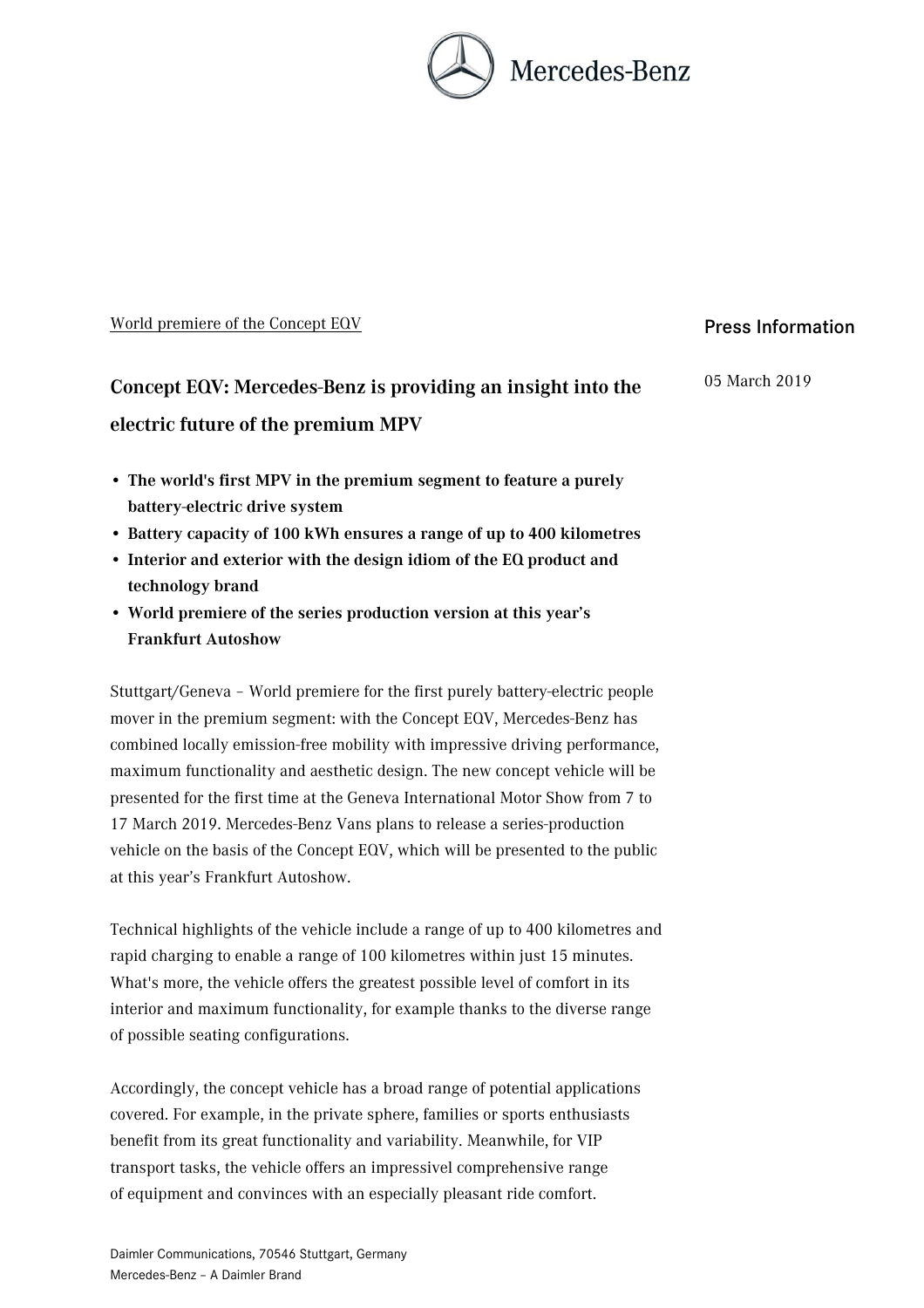World premiere of the Concept EQV

Press Information

05 March 2019

# Concept EQV: Mercedes-Benz is providing an insight into the electric future of the premium MPV

- **The world's first MPV in the premium segment to feature a purely battery-electric drive system**
- **Battery capacity of 100 kWh ensures a range of up to 400 kilometres**
- **Interior and exterior with the design idiom of the EQ product and technology brand**
- **World premiere of the series production version at this year's Frankfurt Autoshow**

Stuttgart/Geneva – World premiere for the first purely battery-electric people mover in the premium segment: with the Concept EQV, Mercedes-Benz has combined locally emission-free mobility with impressive driving performance, maximum functionality and aesthetic design. The new concept vehicle will be presented for the first time at the Geneva International Motor Show from 7 to 17 March 2019. Mercedes-Benz Vans plans to release a series-production vehicle on the basis of the Concept EQV, which will be presented to the public at this year's Frankfurt Autoshow.

Technical highlights of the vehicle include a range of up to 400 kilometres and rapid charging to enable a range of 100 kilometres within just 15 minutes. What's more, the vehicle offers the greatest possible level of comfort in its interior and maximum functionality, for example thanks to the diverse range of possible seating configurations.

Accordingly, the concept vehicle has a broad range of potential applications covered. For example, in the private sphere, families or sports enthusiasts benefit from its great functionality and variability. Meanwhile, for VIP transport tasks, the vehicle offers an impressivel comprehensive range of equipment and convinces with an especially pleasant ride comfort.

Daimler Communications, 70546 Stuttgart, Germany
Mercedes-Benz – A Daimler Brand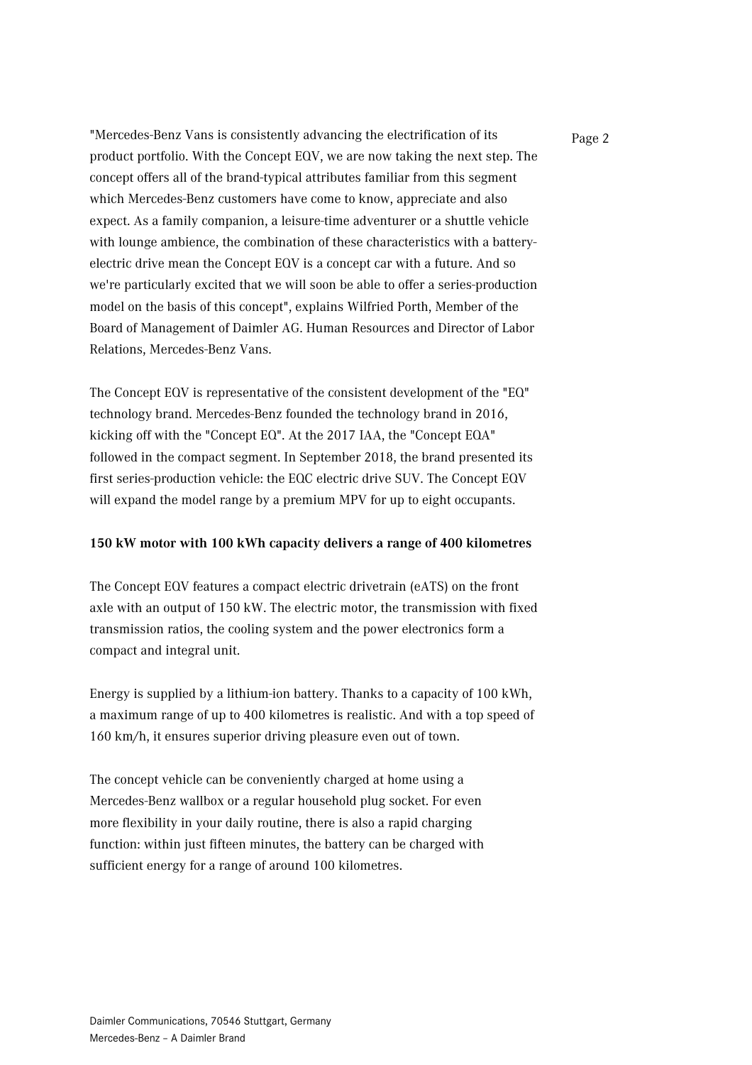"Mercedes-Benz Vans is consistently advancing the electrification of its product portfolio. With the Concept EQV, we are now taking the next step. The concept offers all of the brand-typical attributes familiar from this segment which Mercedes-Benz customers have come to know, appreciate and also expect. As a family companion, a leisure-time adventurer or a shuttle vehicle with lounge ambience, the combination of these characteristics with a battery-electric drive mean the Concept EQV is a concept car with a future. And so we're particularly excited that we will soon be able to offer a series-production model on the basis of this concept", explains Wilfried Porth, Member of the Board of Management of Daimler AG. Human Resources and Director of Labor Relations, Mercedes-Benz Vans.

The Concept EQV is representative of the consistent development of the "EQ" technology brand. Mercedes-Benz founded the technology brand in 2016, kicking off with the "Concept EQ". At the 2017 IAA, the "Concept EQA" followed in the compact segment. In September 2018, the brand presented its first series-production vehicle: the EQC electric drive SUV. The Concept EQV will expand the model range by a premium MPV for up to eight occupants.

**150 kW motor with 100 kWh capacity delivers a range of 400 kilometres**

The Concept EQV features a compact electric drivetrain (eATS) on the front axle with an output of 150 kW. The electric motor, the transmission with fixed transmission ratios, the cooling system and the power electronics form a compact and integral unit.

Energy is supplied by a lithium-ion battery. Thanks to a capacity of 100 kWh, a maximum range of up to 400 kilometres is realistic. And with a top speed of 160 km/h, it ensures superior driving pleasure even out of town.

The concept vehicle can be conveniently charged at home using a Mercedes-Benz wallbox or a regular household plug socket. For even more flexibility in your daily routine, there is also a rapid charging function: within just fifteen minutes, the battery can be charged with sufficient energy for a range of around 100 kilometres.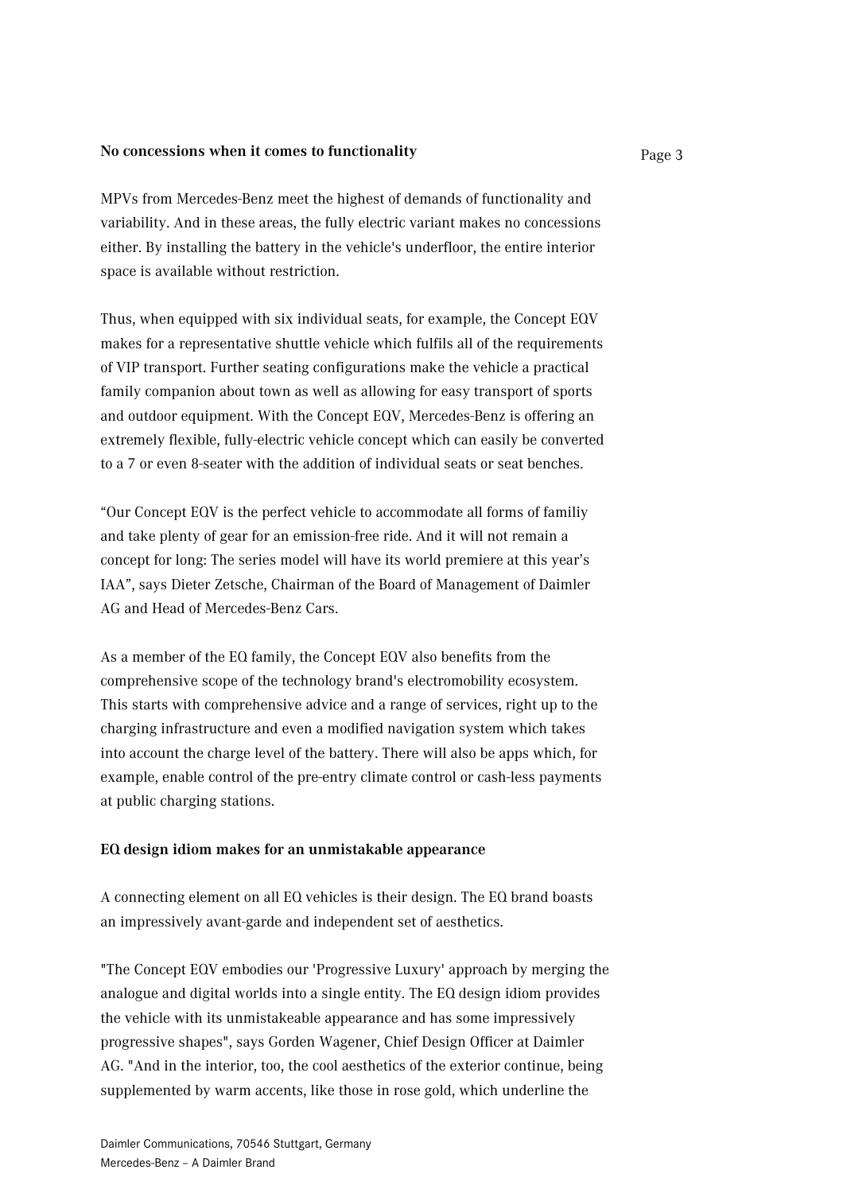**No concessions when it comes to functionality**

MPVs from Mercedes-Benz meet the highest of demands of functionality and variability. And in these areas, the fully electric variant makes no concessions either. By installing the battery in the vehicle's underfloor, the entire interior space is available without restriction.

Thus, when equipped with six individual seats, for example, the Concept EQV makes for a representative shuttle vehicle which fulfils all of the requirements of VIP transport. Further seating configurations make the vehicle a practical family companion about town as well as allowing for easy transport of sports and outdoor equipment. With the Concept EQV, Mercedes-Benz is offering an extremely flexible, fully-electric vehicle concept which can easily be converted to a 7 or even 8-seater with the addition of individual seats or seat benches.

“Our Concept EQV is the perfect vehicle to accommodate all forms of familiy and take plenty of gear for an emission-free ride. And it will not remain a concept for long: The series model will have its world premiere at this year’s IAA”, says Dieter Zetsche, Chairman of the Board of Management of Daimler AG and Head of Mercedes-Benz Cars.

As a member of the EQ family, the Concept EQV also benefits from the comprehensive scope of the technology brand's electromobility ecosystem. This starts with comprehensive advice and a range of services, right up to the charging infrastructure and even a modified navigation system which takes into account the charge level of the battery. There will also be apps which, for example, enable control of the pre-entry climate control or cash-less payments at public charging stations.

**EQ design idiom makes for an unmistakable appearance**

A connecting element on all EQ vehicles is their design. The EQ brand boasts an impressively avant-garde and independent set of aesthetics.

"The Concept EQV embodies our 'Progressive Luxury' approach by merging the analogue and digital worlds into a single entity. The EQ design idiom provides the vehicle with its unmistakeable appearance and has some impressively progressive shapes", says Gorden Wagener, Chief Design Officer at Daimler AG. "And in the interior, too, the cool aesthetics of the exterior continue, being supplemented by warm accents, like those in rose gold, which underline the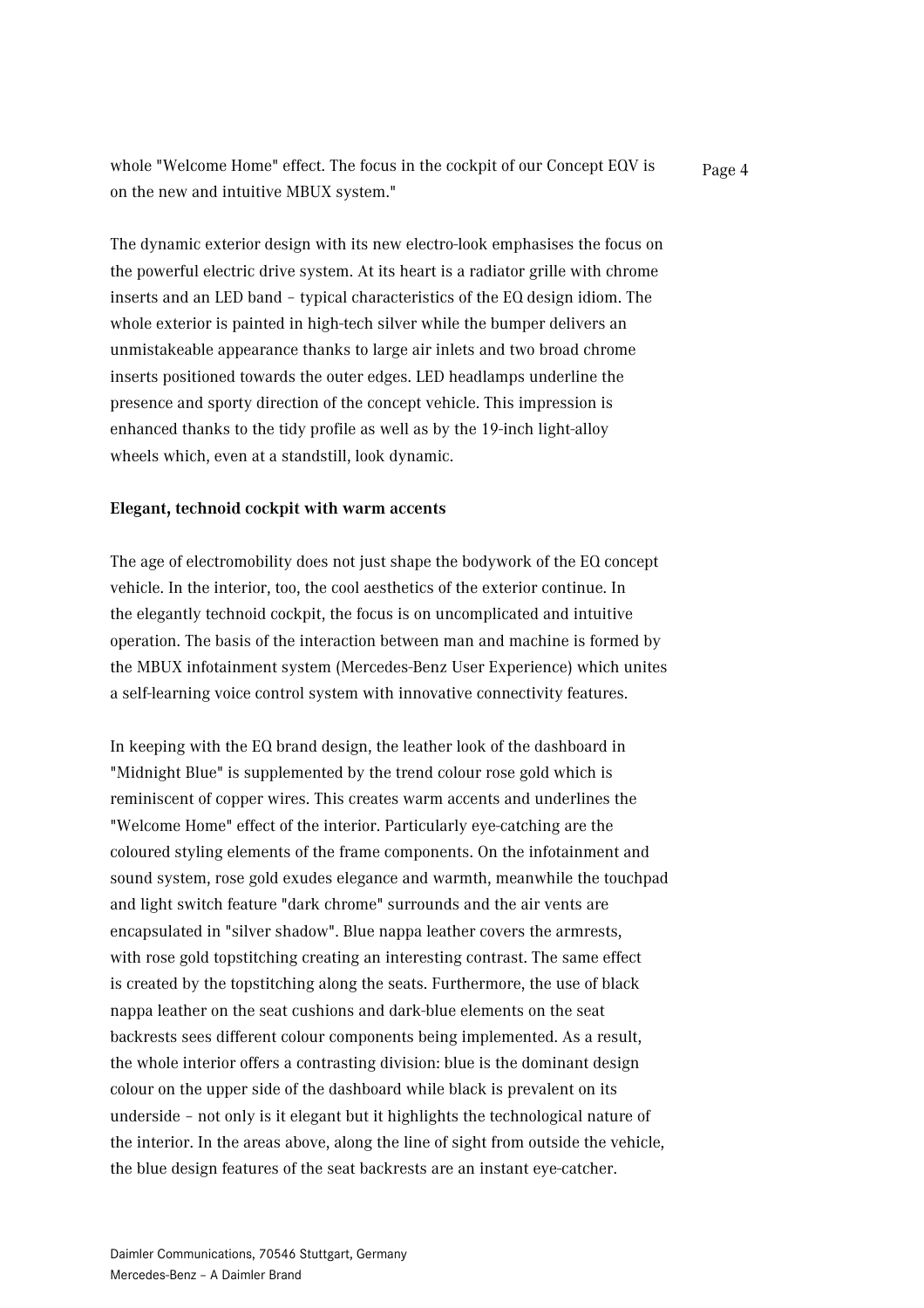whole "Welcome Home" effect. The focus in the cockpit of our Concept EQV is on the new and intuitive MBUX system."

The dynamic exterior design with its new electro-look emphasises the focus on the powerful electric drive system. At its heart is a radiator grille with chrome inserts and an LED band – typical characteristics of the EQ design idiom. The whole exterior is painted in high-tech silver while the bumper delivers an unmistakeable appearance thanks to large air inlets and two broad chrome inserts positioned towards the outer edges. LED headlamps underline the presence and sporty direction of the concept vehicle. This impression is enhanced thanks to the tidy profile as well as by the 19-inch light-alloy wheels which, even at a standstill, look dynamic.

**Elegant, technoid cockpit with warm accents**

The age of electromobility does not just shape the bodywork of the EQ concept vehicle. In the interior, too, the cool aesthetics of the exterior continue. In the elegantly technoid cockpit, the focus is on uncomplicated and intuitive operation. The basis of the interaction between man and machine is formed by the MBUX infotainment system (Mercedes-Benz User Experience) which unites a self-learning voice control system with innovative connectivity features.

In keeping with the EQ brand design, the leather look of the dashboard in "Midnight Blue" is supplemented by the trend colour rose gold which is reminiscent of copper wires. This creates warm accents and underlines the "Welcome Home" effect of the interior. Particularly eye-catching are the coloured styling elements of the frame components. On the infotainment and sound system, rose gold exudes elegance and warmth, meanwhile the touchpad and light switch feature "dark chrome" surrounds and the air vents are encapsulated in "silver shadow". Blue nappa leather covers the armrests, with rose gold topstitching creating an interesting contrast. The same effect is created by the topstitching along the seats. Furthermore, the use of black nappa leather on the seat cushions and dark-blue elements on the seat backrests sees different colour components being implemented. As a result, the whole interior offers a contrasting division: blue is the dominant design colour on the upper side of the dashboard while black is prevalent on its underside – not only is it elegant but it highlights the technological nature of the interior. In the areas above, along the line of sight from outside the vehicle, the blue design features of the seat backrests are an instant eye-catcher.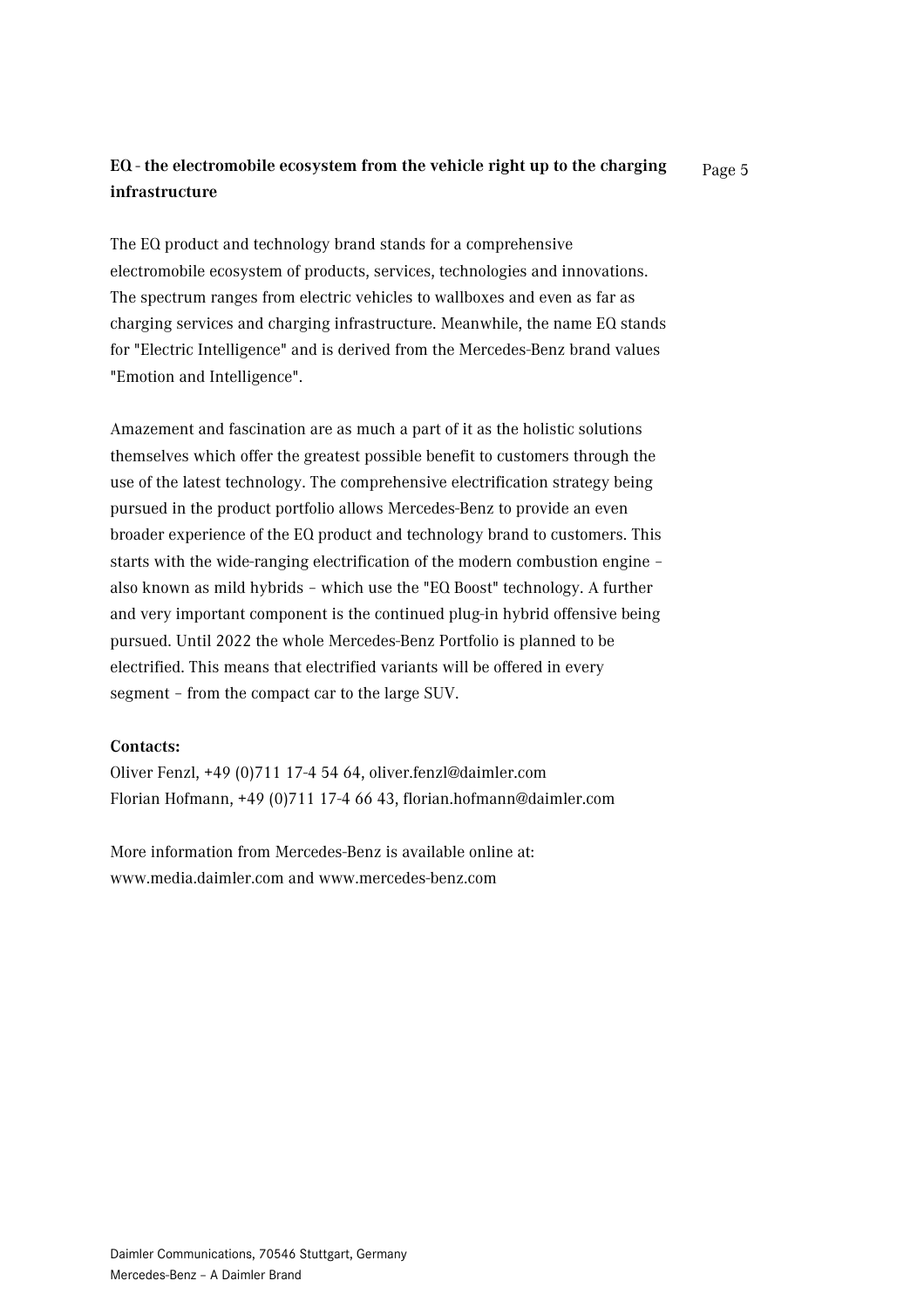**EQ - the electromobile ecosystem from the vehicle right up to the charging infrastructure**

The EQ product and technology brand stands for a comprehensive electromobile ecosystem of products, services, technologies and innovations. The spectrum ranges from electric vehicles to wallboxes and even as far as charging services and charging infrastructure. Meanwhile, the name EQ stands for "Electric Intelligence" and is derived from the Mercedes-Benz brand values "Emotion and Intelligence".

Amazement and fascination are as much a part of it as the holistic solutions themselves which offer the greatest possible benefit to customers through the use of the latest technology. The comprehensive electrification strategy being pursued in the product portfolio allows Mercedes-Benz to provide an even broader experience of the EQ product and technology brand to customers. This starts with the wide-ranging electrification of the modern combustion engine – also known as mild hybrids – which use the "EQ Boost" technology. A further and very important component is the continued plug-in hybrid offensive being pursued. Until 2022 the whole Mercedes-Benz Portfolio is planned to be electrified. This means that electrified variants will be offered in every segment – from the compact car to the large SUV.

**Contacts:**
Oliver Fenzl, +49 (0)711 17-4 54 64, oliver.fenzl@daimler.com
Florian Hofmann, +49 (0)711 17-4 66 43, florian.hofmann@daimler.com

More information from Mercedes-Benz is available online at:
www.media.daimler.com and www.mercedes-benz.com